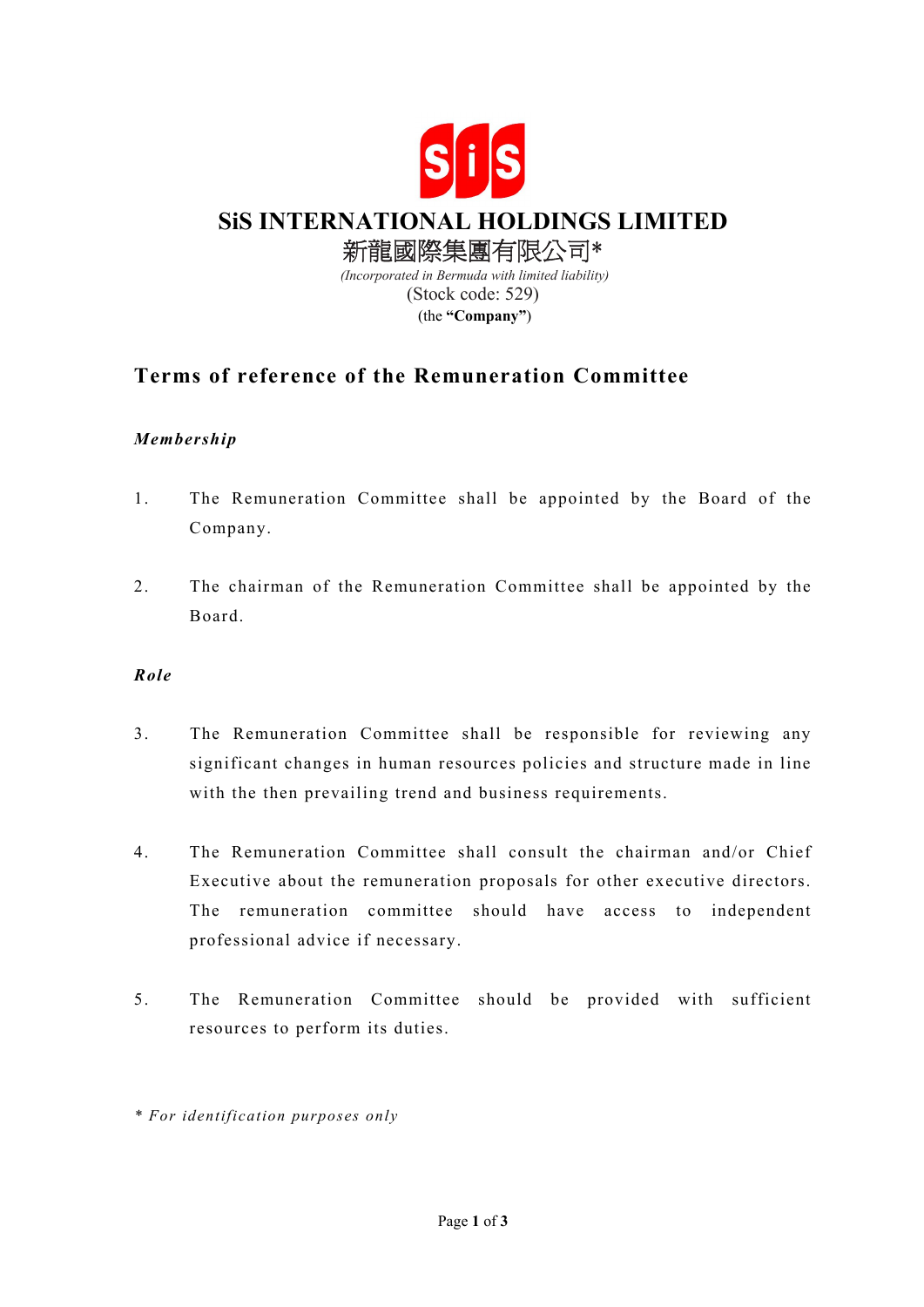# SiS INTERNATIONAL HOLDINGS LIMITED

# 新龍國際集團有限公司*

*(Incorporated in Bermuda with limited liability)*

(Stock code: 529)

(the **"Company"**)

## Terms of reference of the Remuneration Committee

### *Membership*

1. The Remuneration Committee shall be appointed by the Board of the Company.

2. The chairman of the Remuneration Committee shall be appointed by the Board.

### *Role*

3. The Remuneration Committee shall be responsible for reviewing any significant changes in human resources policies and structure made in line with the then prevailing trend and business requirements.

4. The Remuneration Committee shall consult the chairman and/or Chief Executive about the remuneration proposals for other executive directors. The remuneration committee should have access to independent professional advice if necessary.

5. The Remuneration Committee should be provided with sufficient resources to perform its duties.

*\* For identification purposes only*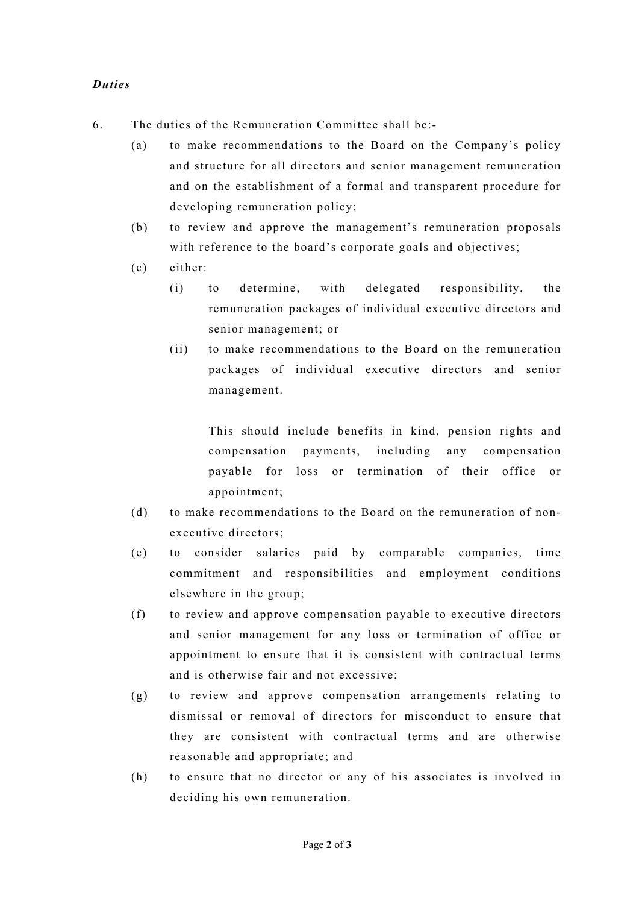***Duties***

6. The duties of the Remuneration Committee shall be:-

   (a) to make recommendations to the Board on the Company's policy and structure for all directors and senior management remuneration and on the establishment of a formal and transparent procedure for developing remuneration policy;

   (b) to review and approve the management's remuneration proposals with reference to the board's corporate goals and objectives;

   (c) either:

      (i) to determine, with delegated responsibility, the remuneration packages of individual executive directors and senior management; or

      (ii) to make recommendations to the Board on the remuneration packages of individual executive directors and senior management.

      This should include benefits in kind, pension rights and compensation payments, including any compensation payable for loss or termination of their office or appointment;

   (d) to make recommendations to the Board on the remuneration of non-executive directors;

   (e) to consider salaries paid by comparable companies, time commitment and responsibilities and employment conditions elsewhere in the group;

   (f) to review and approve compensation payable to executive directors and senior management for any loss or termination of office or appointment to ensure that it is consistent with contractual terms and is otherwise fair and not excessive;

   (g) to review and approve compensation arrangements relating to dismissal or removal of directors for misconduct to ensure that they are consistent with contractual terms and are otherwise reasonable and appropriate; and

   (h) to ensure that no director or any of his associates is involved in deciding his own remuneration.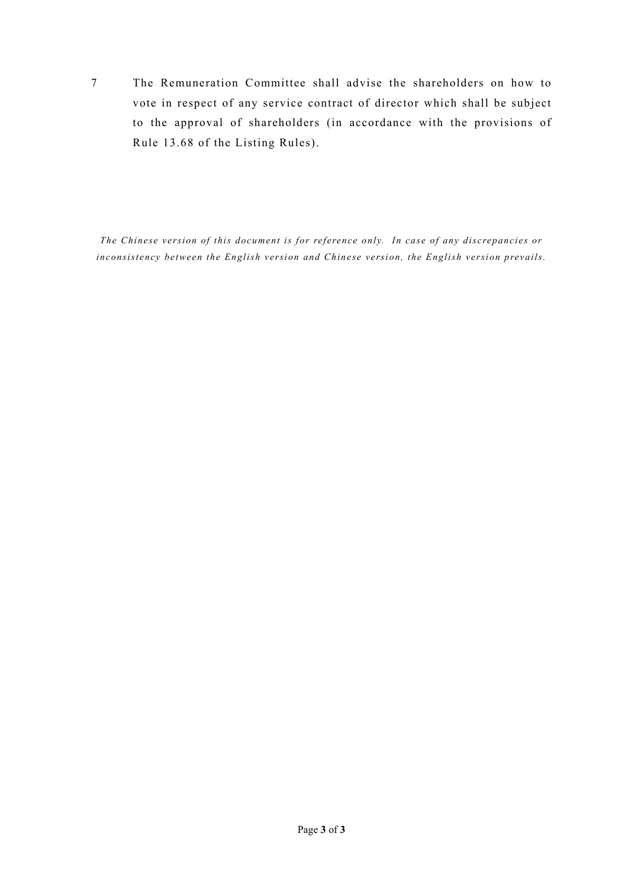7 The Remuneration Committee shall advise the shareholders on how to vote in respect of any service contract of director which shall be subject to the approval of shareholders (in accordance with the provisions of Rule 13.68 of the Listing Rules).

*The Chinese version of this document is for reference only. In case of any discrepancies or inconsistency between the English version and Chinese version, the English version prevails.*